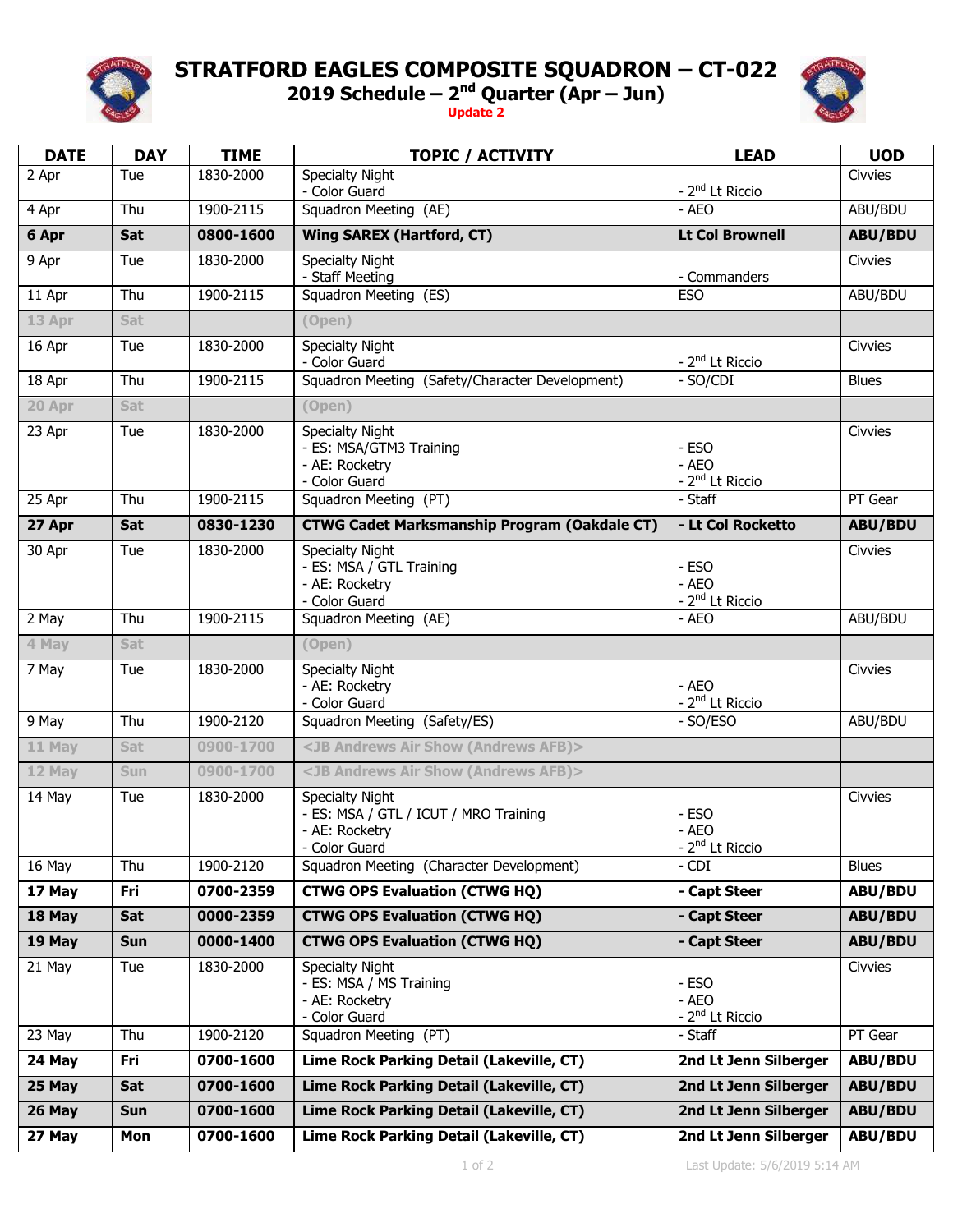# STRATFORD EAGLES COMPOSITE SQUADRON – CT-022

## 2019 Schedule – 2nd Quarter (Apr – Jun)

**Update 2**

| DATE | DAY | TIME | TOPIC / ACTIVITY | LEAD | UOD |
|---|---|---|---|---|---|
| 2 Apr | Tue | 1830-2000 | Specialty Night<br>- Color Guard | <br>- 2nd Lt Riccio | Civvies |
| 4 Apr | Thu | 1900-2115 | Squadron Meeting (AE) | - AEO | ABU/BDU |
| **6 Apr** | **Sat** | **0800-1600** | **Wing SAREX (Hartford, CT)** | **Lt Col Brownell** | **ABU/BDU** |
| 9 Apr | Tue | 1830-2000 | Specialty Night<br>- Staff Meeting | <br>- Commanders | Civvies |
| 11 Apr | Thu | 1900-2115 | Squadron Meeting (ES) | ESO | ABU/BDU |
| 13 Apr | Sat | | (Open) | | |
| 16 Apr | Tue | 1830-2000 | Specialty Night<br>- Color Guard | <br>- 2nd Lt Riccio | Civvies |
| 18 Apr | Thu | 1900-2115 | Squadron Meeting (Safety/Character Development) | - SO/CDI | Blues |
| 20 Apr | Sat | | (Open) | | |
| 23 Apr | Tue | 1830-2000 | Specialty Night<br>- ES: MSA/GTM3 Training<br>- AE: Rocketry<br>- Color Guard | <br>- ESO<br>- AEO<br>- 2nd Lt Riccio | Civvies |
| 25 Apr | Thu | 1900-2115 | Squadron Meeting (PT) | - Staff | PT Gear |
| **27 Apr** | **Sat** | **0830-1230** | **CTWG Cadet Marksmanship Program (Oakdale CT)** | **- Lt Col Rocketto** | **ABU/BDU** |
| 30 Apr | Tue | 1830-2000 | Specialty Night<br>- ES: MSA / GTL Training<br>- AE: Rocketry<br>- Color Guard | <br>- ESO<br>- AEO<br>- 2nd Lt Riccio | Civvies |
| 2 May | Thu | 1900-2115 | Squadron Meeting (AE) | - AEO | ABU/BDU |
| 4 May | Sat | | (Open) | | |
| 7 May | Tue | 1830-2000 | Specialty Night<br>- AE: Rocketry<br>- Color Guard | <br>- AEO<br>- 2nd Lt Riccio | Civvies |
| 9 May | Thu | 1900-2120 | Squadron Meeting (Safety/ES) | - SO/ESO | ABU/BDU |
| 11 May | Sat | 0900-1700 | <JB Andrews Air Show (Andrews AFB)> | | |
| 12 May | Sun | 0900-1700 | <JB Andrews Air Show (Andrews AFB)> | | |
| 14 May | Tue | 1830-2000 | Specialty Night<br>- ES: MSA / GTL / ICUT / MRO Training<br>- AE: Rocketry<br>- Color Guard | <br>- ESO<br>- AEO<br>- 2nd Lt Riccio | Civvies |
| 16 May | Thu | 1900-2120 | Squadron Meeting (Character Development) | - CDI | Blues |
| **17 May** | **Fri** | **0700-2359** | **CTWG OPS Evaluation (CTWG HQ)** | **- Capt Steer** | **ABU/BDU** |
| **18 May** | **Sat** | **0000-2359** | **CTWG OPS Evaluation (CTWG HQ)** | **- Capt Steer** | **ABU/BDU** |
| **19 May** | **Sun** | **0000-1400** | **CTWG OPS Evaluation (CTWG HQ)** | **- Capt Steer** | **ABU/BDU** |
| 21 May | Tue | 1830-2000 | Specialty Night<br>- ES: MSA / MS Training<br>- AE: Rocketry<br>- Color Guard | <br>- ESO<br>- AEO<br>- 2nd Lt Riccio | Civvies |
| 23 May | Thu | 1900-2120 | Squadron Meeting (PT) | - Staff | PT Gear |
| **24 May** | **Fri** | **0700-1600** | **Lime Rock Parking Detail (Lakeville, CT)** | **2nd Lt Jenn Silberger** | **ABU/BDU** |
| **25 May** | **Sat** | **0700-1600** | **Lime Rock Parking Detail (Lakeville, CT)** | **2nd Lt Jenn Silberger** | **ABU/BDU** |
| **26 May** | **Sun** | **0700-1600** | **Lime Rock Parking Detail (Lakeville, CT)** | **2nd Lt Jenn Silberger** | **ABU/BDU** |
| **27 May** | **Mon** | **0700-1600** | **Lime Rock Parking Detail (Lakeville, CT)** | **2nd Lt Jenn Silberger** | **ABU/BDU** |

Last Update: 5/6/2019 5:14 AM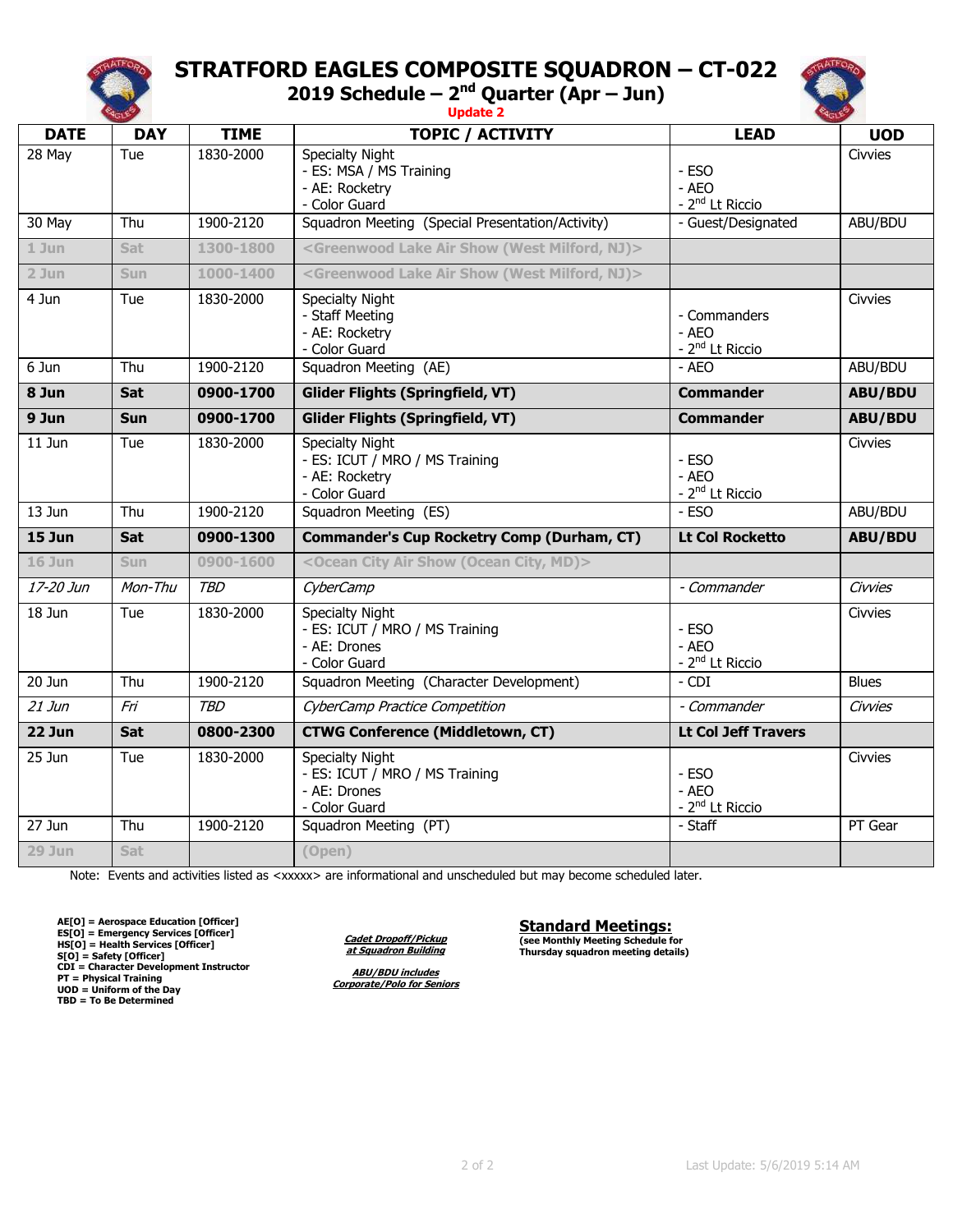# STRATFORD EAGLES COMPOSITE SQUADRON – CT-022

## 2019 Schedule – 2nd Quarter (Apr – Jun)

**Update 2**

| DATE | DAY | TIME | TOPIC / ACTIVITY | LEAD | UOD |
|---|---|---|---|---|---|
| 28 May | Tue | 1830-2000 | Specialty Night<br>- ES: MSA / MS Training<br>- AE: Rocketry<br>- Color Guard | <br>- ESO<br>- AEO<br>- 2nd Lt Riccio | Civvies |
| 30 May | Thu | 1900-2120 | Squadron Meeting (Special Presentation/Activity) | - Guest/Designated | ABU/BDU |
| 1 Jun | Sat | 1300-1800 | <Greenwood Lake Air Show (West Milford, NJ)> | | |
| 2 Jun | Sun | 1000-1400 | <Greenwood Lake Air Show (West Milford, NJ)> | | |
| 4 Jun | Tue | 1830-2000 | Specialty Night<br>- Staff Meeting<br>- AE: Rocketry<br>- Color Guard | <br>- Commanders<br>- AEO<br>- 2nd Lt Riccio | Civvies |
| 6 Jun | Thu | 1900-2120 | Squadron Meeting (AE) | - AEO | ABU/BDU |
| **8 Jun** | **Sat** | **0900-1700** | **Glider Flights (Springfield, VT)** | **Commander** | **ABU/BDU** |
| **9 Jun** | **Sun** | **0900-1700** | **Glider Flights (Springfield, VT)** | **Commander** | **ABU/BDU** |
| 11 Jun | Tue | 1830-2000 | Specialty Night<br>- ES: ICUT / MRO / MS Training<br>- AE: Rocketry<br>- Color Guard | <br>- ESO<br>- AEO<br>- 2nd Lt Riccio | Civvies |
| 13 Jun | Thu | 1900-2120 | Squadron Meeting (ES) | - ESO | ABU/BDU |
| **15 Jun** | **Sat** | **0900-1300** | **Commander's Cup Rocketry Comp (Durham, CT)** | **Lt Col Rocketto** | **ABU/BDU** |
| 16 Jun | Sun | 0900-1600 | <Ocean City Air Show (Ocean City, MD)> | | |
| *17-20 Jun* | *Mon-Thu* | *TBD* | *CyberCamp* | *- Commander* | *Civvies* |
| 18 Jun | Tue | 1830-2000 | Specialty Night<br>- ES: ICUT / MRO / MS Training<br>- AE: Drones<br>- Color Guard | <br>- ESO<br>- AEO<br>- 2nd Lt Riccio | Civvies |
| 20 Jun | Thu | 1900-2120 | Squadron Meeting (Character Development) | - CDI | Blues |
| *21 Jun* | *Fri* | *TBD* | *CyberCamp Practice Competition* | *- Commander* | *Civvies* |
| **22 Jun** | **Sat** | **0800-2300** | **CTWG Conference (Middletown, CT)** | **Lt Col Jeff Travers** | |
| 25 Jun | Tue | 1830-2000 | Specialty Night<br>- ES: ICUT / MRO / MS Training<br>- AE: Drones<br>- Color Guard | <br>- ESO<br>- AEO<br>- 2nd Lt Riccio | Civvies |
| 27 Jun | Thu | 1900-2120 | Squadron Meeting (PT) | - Staff | PT Gear |
| 29 Jun | Sat | | (Open) | | |

Note: Events and activities listed as <xxxxx> are informational and unscheduled but may become scheduled later.

**AE[O] = Aerospace Education [Officer]**
**ES[O] = Emergency Services [Officer]**
**HS[O] = Health Services [Officer]**
**S[O] = Safety [Officer]**
**CDI = Character Development Instructor**
**PT = Physical Training**
**UOD = Uniform of the Day**
**TBD = To Be Determined**

***Cadet Dropoff/Pickup at Squadron Building***

***ABU/BDU includes Corporate/Polo for Seniors***

**Standard Meetings:**
**(see Monthly Meeting Schedule for Thursday squadron meeting details)**

Last Update: 5/6/2019 5:14 AM